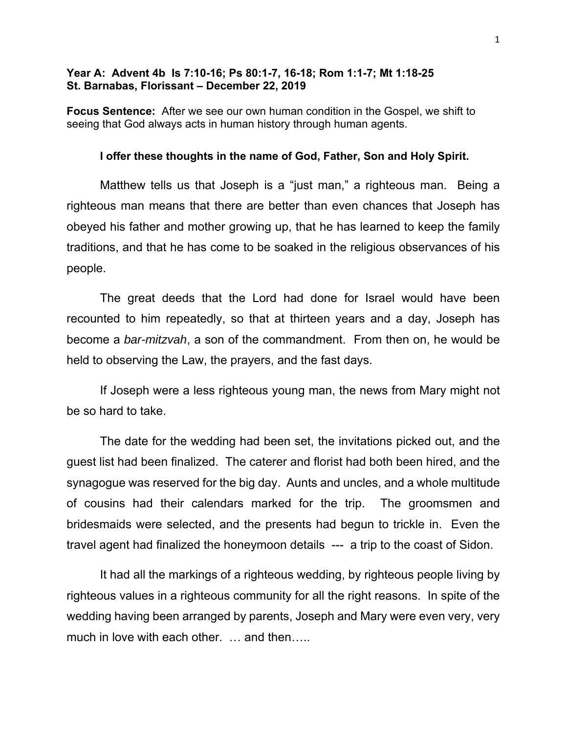**Year A: Advent 4b Is 7:10-16; Ps 80:1-7, 16-18; Rom 1:1-7; Mt 1:18-25**
**St. Barnabas, Florissant – December 22, 2019**

**Focus Sentence:** After we see our own human condition in the Gospel, we shift to seeing that God always acts in human history through human agents.

**I offer these thoughts in the name of God, Father, Son and Holy Spirit.**

Matthew tells us that Joseph is a "just man," a righteous man. Being a righteous man means that there are better than even chances that Joseph has obeyed his father and mother growing up, that he has learned to keep the family traditions, and that he has come to be soaked in the religious observances of his people.

The great deeds that the Lord had done for Israel would have been recounted to him repeatedly, so that at thirteen years and a day, Joseph has become a *bar-mitzvah*, a son of the commandment. From then on, he would be held to observing the Law, the prayers, and the fast days.

If Joseph were a less righteous young man, the news from Mary might not be so hard to take.

The date for the wedding had been set, the invitations picked out, and the guest list had been finalized. The caterer and florist had both been hired, and the synagogue was reserved for the big day. Aunts and uncles, and a whole multitude of cousins had their calendars marked for the trip. The groomsmen and bridesmaids were selected, and the presents had begun to trickle in. Even the travel agent had finalized the honeymoon details --- a trip to the coast of Sidon.

It had all the markings of a righteous wedding, by righteous people living by righteous values in a righteous community for all the right reasons. In spite of the wedding having been arranged by parents, Joseph and Mary were even very, very much in love with each other. … and then…..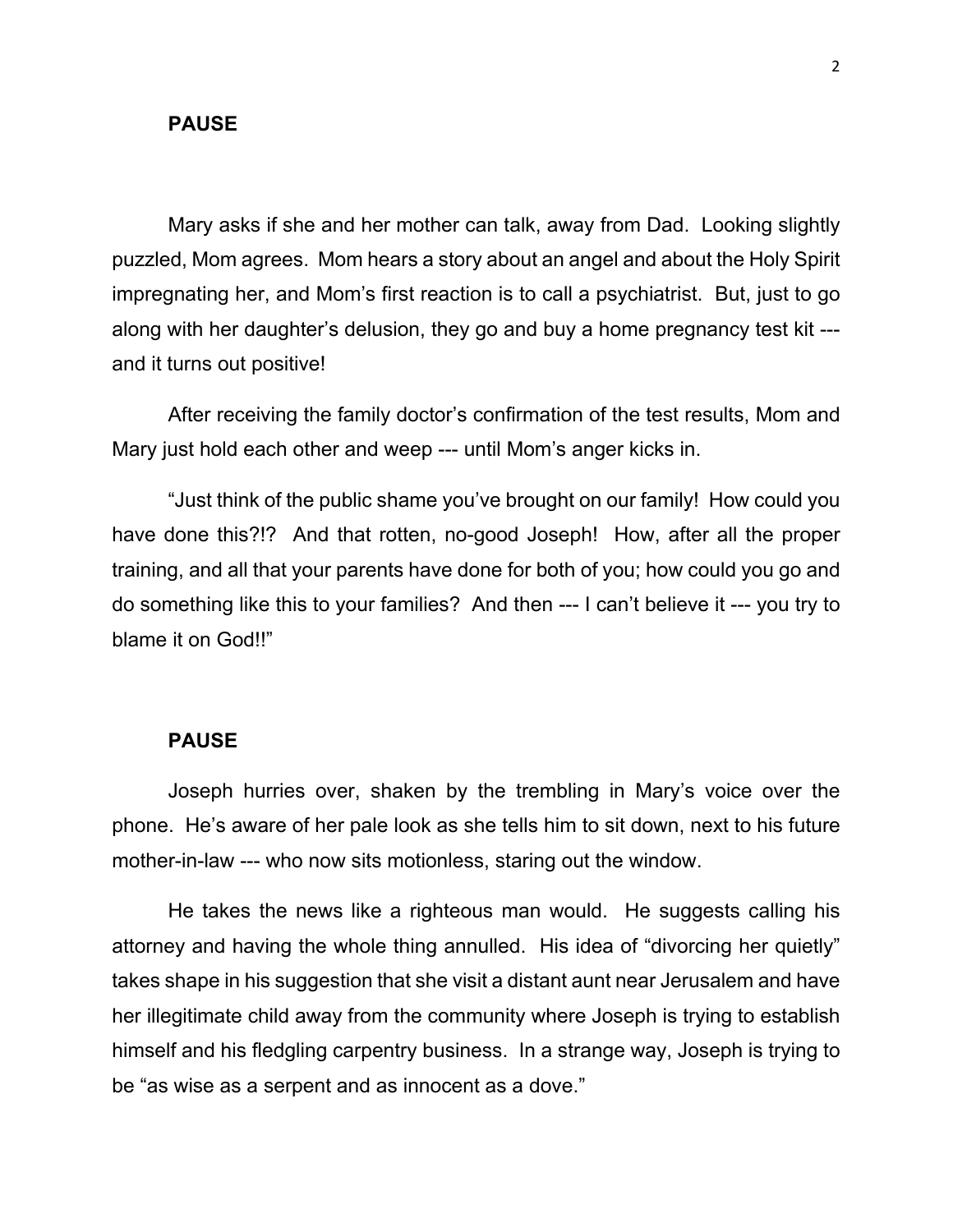**PAUSE**

Mary asks if she and her mother can talk, away from Dad. Looking slightly puzzled, Mom agrees. Mom hears a story about an angel and about the Holy Spirit impregnating her, and Mom's first reaction is to call a psychiatrist. But, just to go along with her daughter's delusion, they go and buy a home pregnancy test kit --- and it turns out positive!

After receiving the family doctor's confirmation of the test results, Mom and Mary just hold each other and weep --- until Mom's anger kicks in.

"Just think of the public shame you've brought on our family! How could you have done this?!? And that rotten, no-good Joseph! How, after all the proper training, and all that your parents have done for both of you; how could you go and do something like this to your families? And then --- I can't believe it --- you try to blame it on God!!"

**PAUSE**

Joseph hurries over, shaken by the trembling in Mary's voice over the phone. He's aware of her pale look as she tells him to sit down, next to his future mother-in-law --- who now sits motionless, staring out the window.

He takes the news like a righteous man would. He suggests calling his attorney and having the whole thing annulled. His idea of "divorcing her quietly" takes shape in his suggestion that she visit a distant aunt near Jerusalem and have her illegitimate child away from the community where Joseph is trying to establish himself and his fledgling carpentry business. In a strange way, Joseph is trying to be "as wise as a serpent and as innocent as a dove."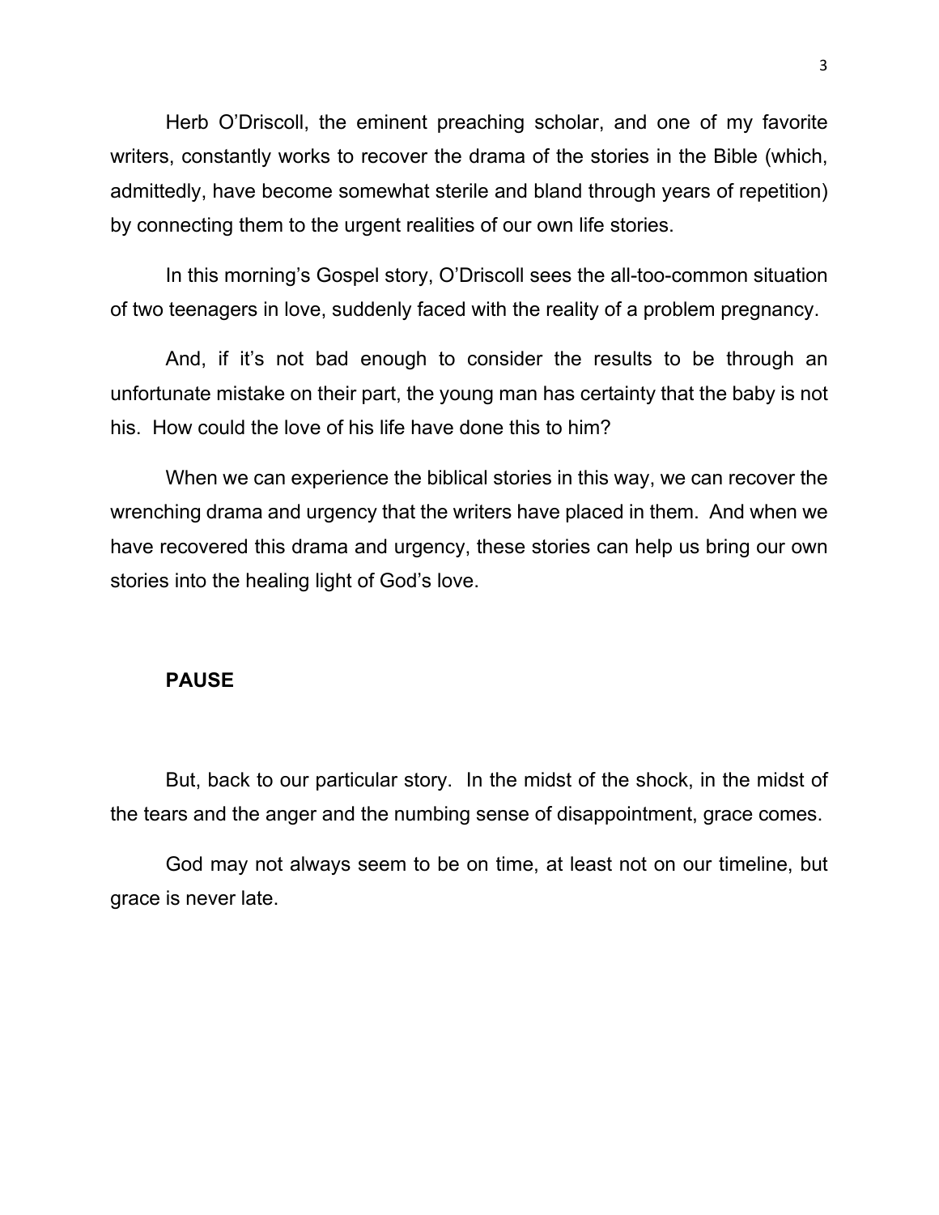Herb O'Driscoll, the eminent preaching scholar, and one of my favorite writers, constantly works to recover the drama of the stories in the Bible (which, admittedly, have become somewhat sterile and bland through years of repetition) by connecting them to the urgent realities of our own life stories.

In this morning's Gospel story, O'Driscoll sees the all-too-common situation of two teenagers in love, suddenly faced with the reality of a problem pregnancy.

And, if it's not bad enough to consider the results to be through an unfortunate mistake on their part, the young man has certainty that the baby is not his. How could the love of his life have done this to him?

When we can experience the biblical stories in this way, we can recover the wrenching drama and urgency that the writers have placed in them. And when we have recovered this drama and urgency, these stories can help us bring our own stories into the healing light of God's love.

**PAUSE**

But, back to our particular story. In the midst of the shock, in the midst of the tears and the anger and the numbing sense of disappointment, grace comes.

God may not always seem to be on time, at least not on our timeline, but grace is never late.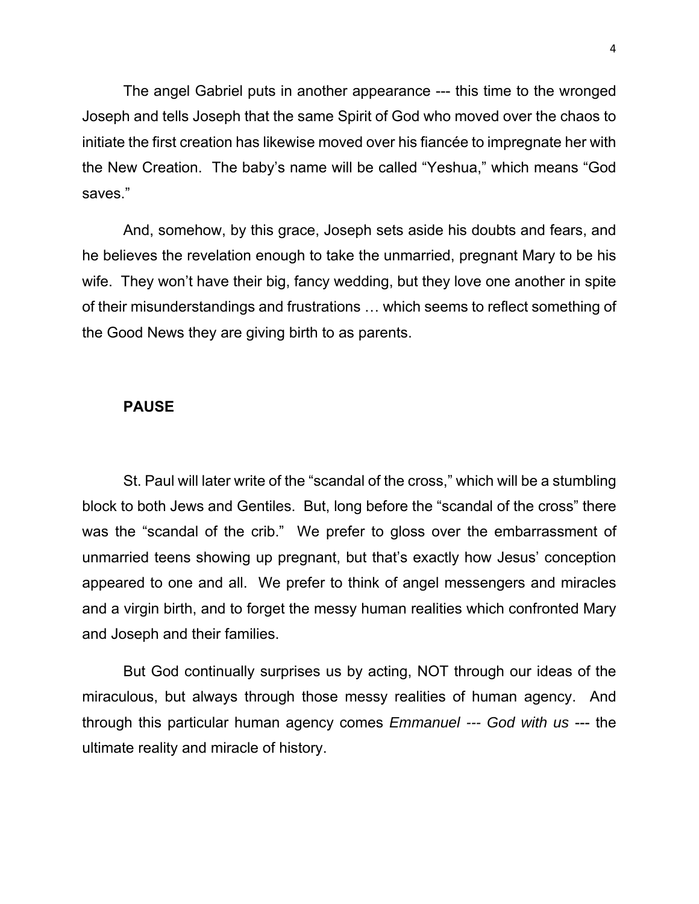The angel Gabriel puts in another appearance --- this time to the wronged Joseph and tells Joseph that the same Spirit of God who moved over the chaos to initiate the first creation has likewise moved over his fiancée to impregnate her with the New Creation. The baby's name will be called "Yeshua," which means "God saves."

And, somehow, by this grace, Joseph sets aside his doubts and fears, and he believes the revelation enough to take the unmarried, pregnant Mary to be his wife. They won't have their big, fancy wedding, but they love one another in spite of their misunderstandings and frustrations … which seems to reflect something of the Good News they are giving birth to as parents.

**PAUSE**

St. Paul will later write of the "scandal of the cross," which will be a stumbling block to both Jews and Gentiles. But, long before the "scandal of the cross" there was the "scandal of the crib." We prefer to gloss over the embarrassment of unmarried teens showing up pregnant, but that's exactly how Jesus' conception appeared to one and all. We prefer to think of angel messengers and miracles and a virgin birth, and to forget the messy human realities which confronted Mary and Joseph and their families.

But God continually surprises us by acting, NOT through our ideas of the miraculous, but always through those messy realities of human agency. And through this particular human agency comes *Emmanuel --- God with us* --- the ultimate reality and miracle of history.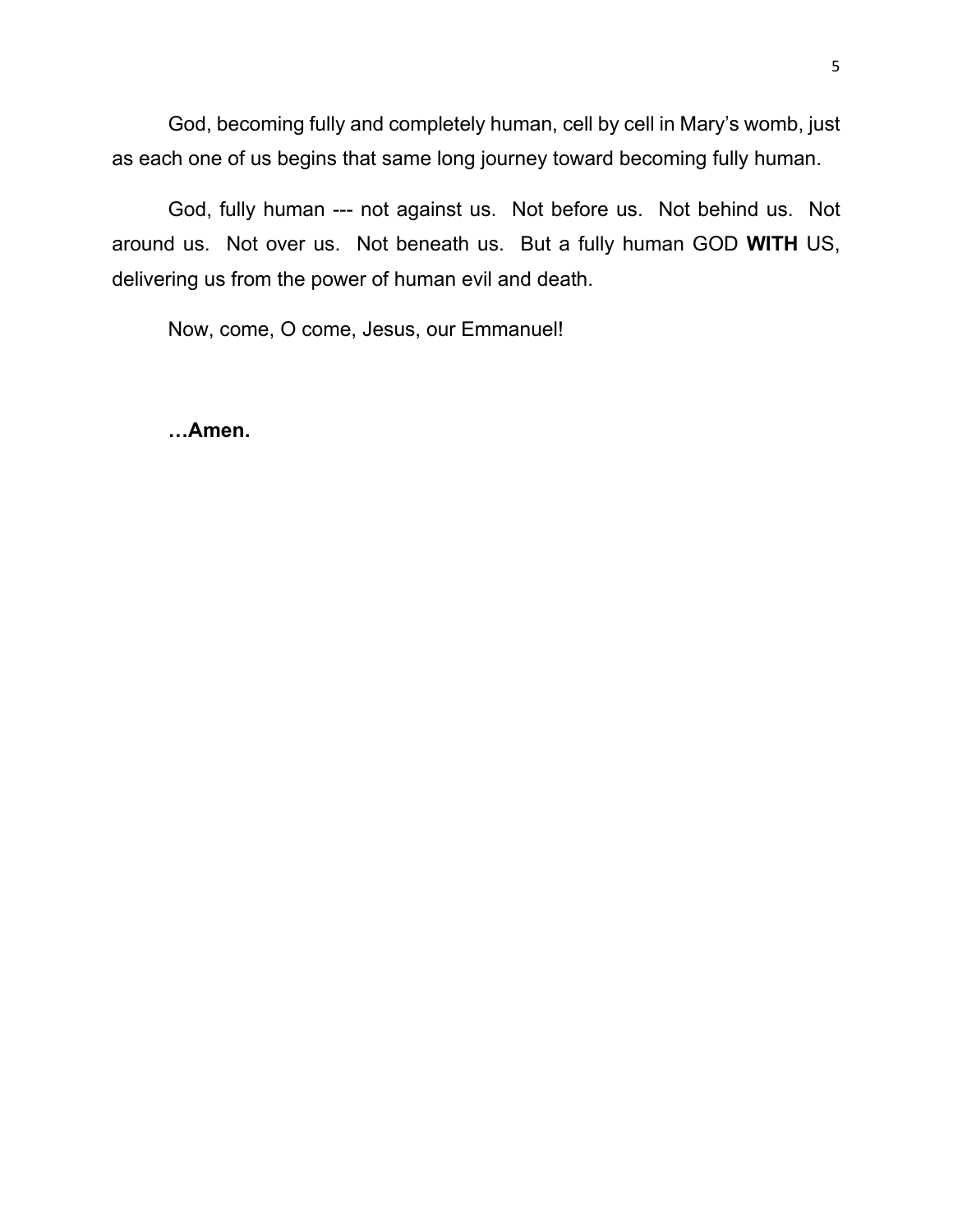God, becoming fully and completely human, cell by cell in Mary's womb, just as each one of us begins that same long journey toward becoming fully human.

God, fully human --- not against us. Not before us. Not behind us. Not around us. Not over us. Not beneath us. But a fully human GOD **WITH** US, delivering us from the power of human evil and death.

Now, come, O come, Jesus, our Emmanuel!

**…Amen.**